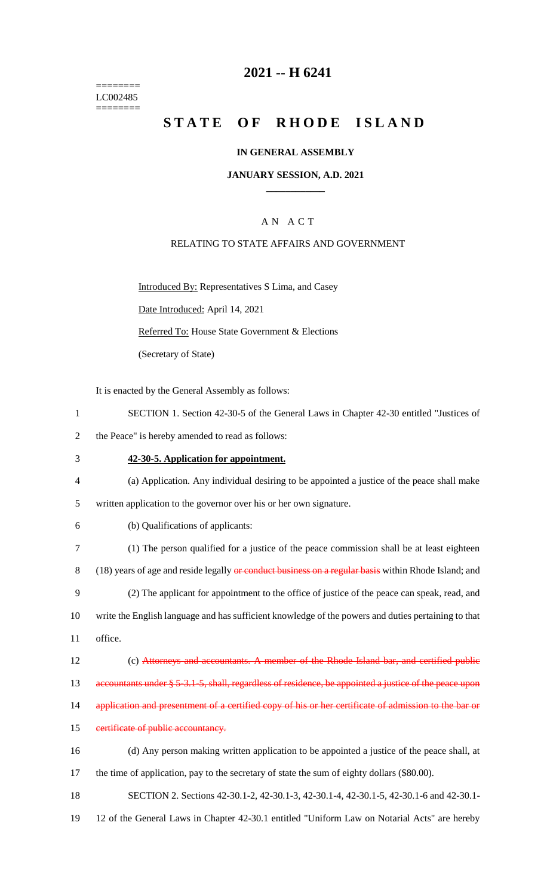========
LC002485
========

# 2021 -- H 6241

# STATE OF RHODE ISLAND

**IN GENERAL ASSEMBLY**

**JANUARY SESSION, A.D. 2021**

A N A C T

RELATING TO STATE AFFAIRS AND GOVERNMENT

Introduced By: Representatives S Lima, and Casey

Date Introduced: April 14, 2021

Referred To: House State Government & Elections

(Secretary of State)

It is enacted by the General Assembly as follows:

1 SECTION 1. Section 42-30-5 of the General Laws in Chapter 42-30 entitled "Justices of
2 the Peace" is hereby amended to read as follows:

3 **42-30-5. Application for appointment.**

4 (a) Application. Any individual desiring to be appointed a justice of the peace shall make
5 written application to the governor over his or her own signature.

6 (b) Qualifications of applicants:

7 (1) The person qualified for a justice of the peace commission shall be at least eighteen
8 (18) years of age and reside legally ~~or conduct business on a regular basis~~ within Rhode Island; and

9 (2) The applicant for appointment to the office of justice of the peace can speak, read, and
10 write the English language and has sufficient knowledge of the powers and duties pertaining to that
11 office.

12 (c) ~~Attorneys and accountants. A member of the Rhode Island bar, and certified public~~
13 ~~accountants under § 5-3.1-5, shall, regardless of residence, be appointed a justice of the peace upon~~
14 ~~application and presentment of a certified copy of his or her certificate of admission to the bar or~~
15 ~~certificate of public accountancy.~~

16 (d) Any person making written application to be appointed a justice of the peace shall, at
17 the time of application, pay to the secretary of state the sum of eighty dollars ($80.00).

18 SECTION 2. Sections 42-30.1-2, 42-30.1-3, 42-30.1-4, 42-30.1-5, 42-30.1-6 and 42-30.1-
19 12 of the General Laws in Chapter 42-30.1 entitled "Uniform Law on Notarial Acts" are hereby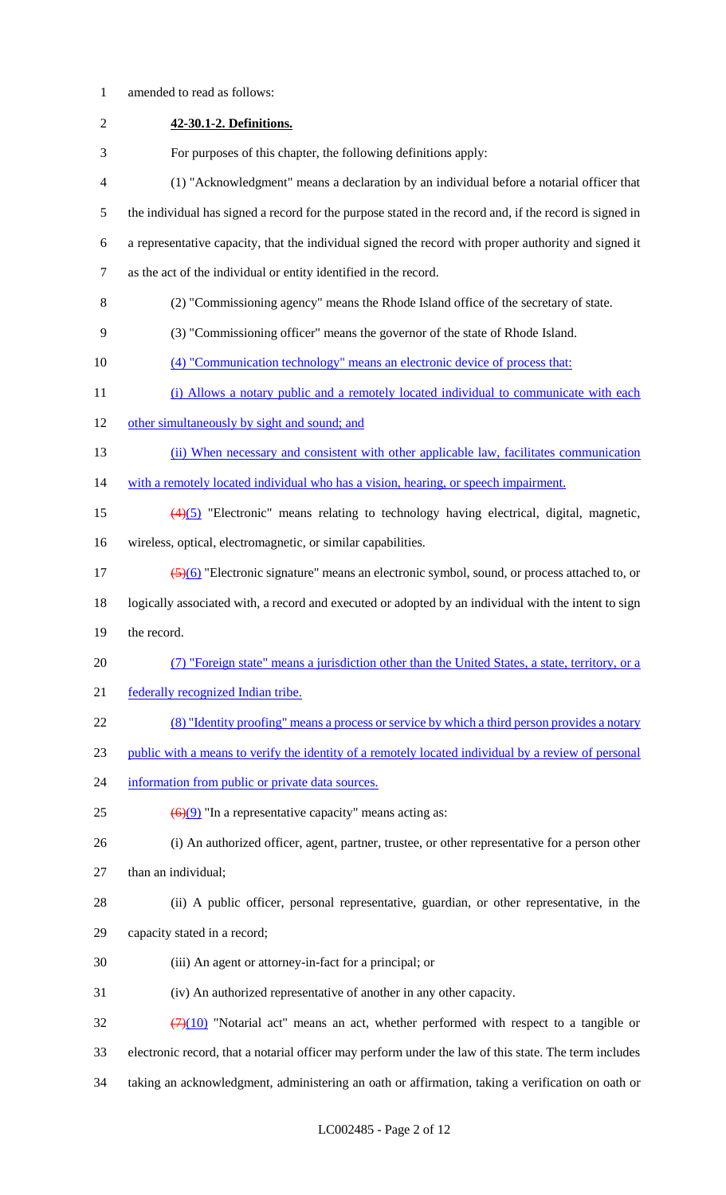amended to read as follows:

**42-30.1-2. Definitions.**

For purposes of this chapter, the following definitions apply:

(1) "Acknowledgment" means a declaration by an individual before a notarial officer that the individual has signed a record for the purpose stated in the record and, if the record is signed in a representative capacity, that the individual signed the record with proper authority and signed it as the act of the individual or entity identified in the record.

(2) "Commissioning agency" means the Rhode Island office of the secretary of state.

(3) "Commissioning officer" means the governor of the state of Rhode Island.

(4) "Communication technology" means an electronic device of process that:

(i) Allows a notary public and a remotely located individual to communicate with each other simultaneously by sight and sound; and

(ii) When necessary and consistent with other applicable law, facilitates communication with a remotely located individual who has a vision, hearing, or speech impairment.

~~(4)~~(5) "Electronic" means relating to technology having electrical, digital, magnetic, wireless, optical, electromagnetic, or similar capabilities.

~~(5)~~(6) "Electronic signature" means an electronic symbol, sound, or process attached to, or logically associated with, a record and executed or adopted by an individual with the intent to sign the record.

(7) "Foreign state" means a jurisdiction other than the United States, a state, territory, or a federally recognized Indian tribe.

(8) "Identity proofing" means a process or service by which a third person provides a notary public with a means to verify the identity of a remotely located individual by a review of personal information from public or private data sources.

~~(6)~~(9) "In a representative capacity" means acting as:

(i) An authorized officer, agent, partner, trustee, or other representative for a person other than an individual;

(ii) A public officer, personal representative, guardian, or other representative, in the capacity stated in a record;

(iii) An agent or attorney-in-fact for a principal; or

(iv) An authorized representative of another in any other capacity.

~~(7)~~(10) "Notarial act" means an act, whether performed with respect to a tangible or electronic record, that a notarial officer may perform under the law of this state. The term includes taking an acknowledgment, administering an oath or affirmation, taking a verification on oath or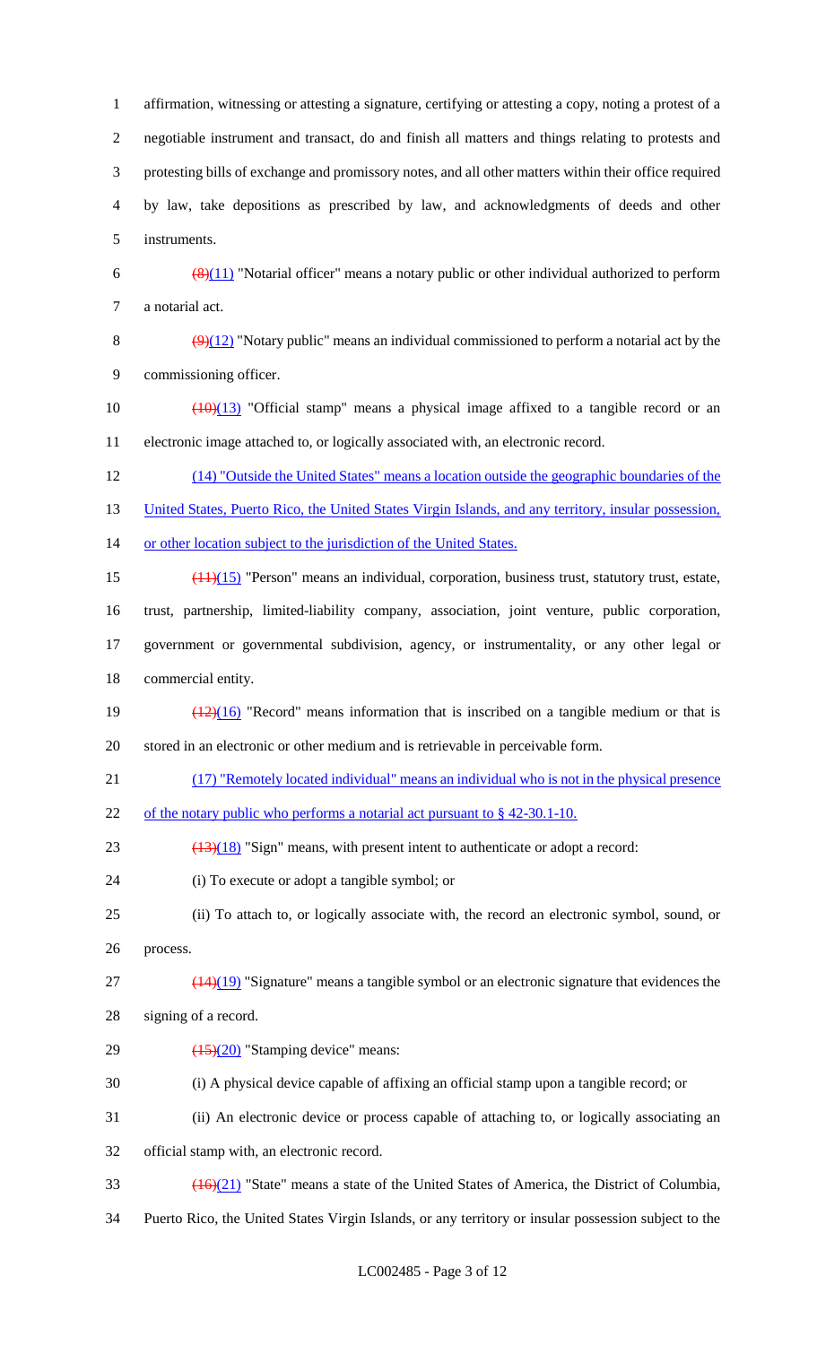affirmation, witnessing or attesting a signature, certifying or attesting a copy, noting a protest of a negotiable instrument and transact, do and finish all matters and things relating to protests and protesting bills of exchange and promissory notes, and all other matters within their office required by law, take depositions as prescribed by law, and acknowledgments of deeds and other instruments.

~~(8)~~(11) "Notarial officer" means a notary public or other individual authorized to perform a notarial act.

~~(9)~~(12) "Notary public" means an individual commissioned to perform a notarial act by the commissioning officer.

~~(10)~~(13) "Official stamp" means a physical image affixed to a tangible record or an electronic image attached to, or logically associated with, an electronic record.

(14) "Outside the United States" means a location outside the geographic boundaries of the United States, Puerto Rico, the United States Virgin Islands, and any territory, insular possession, or other location subject to the jurisdiction of the United States.

~~(11)~~(15) "Person" means an individual, corporation, business trust, statutory trust, estate, trust, partnership, limited-liability company, association, joint venture, public corporation, government or governmental subdivision, agency, or instrumentality, or any other legal or commercial entity.

~~(12)~~(16) "Record" means information that is inscribed on a tangible medium or that is stored in an electronic or other medium and is retrievable in perceivable form.

(17) "Remotely located individual" means an individual who is not in the physical presence of the notary public who performs a notarial act pursuant to § 42-30.1-10.

~~(13)~~(18) "Sign" means, with present intent to authenticate or adopt a record:

(i) To execute or adopt a tangible symbol; or

(ii) To attach to, or logically associate with, the record an electronic symbol, sound, or process.

~~(14)~~(19) "Signature" means a tangible symbol or an electronic signature that evidences the signing of a record.

~~(15)~~(20) "Stamping device" means:

(i) A physical device capable of affixing an official stamp upon a tangible record; or

(ii) An electronic device or process capable of attaching to, or logically associating an official stamp with, an electronic record.

~~(16)~~(21) "State" means a state of the United States of America, the District of Columbia, Puerto Rico, the United States Virgin Islands, or any territory or insular possession subject to the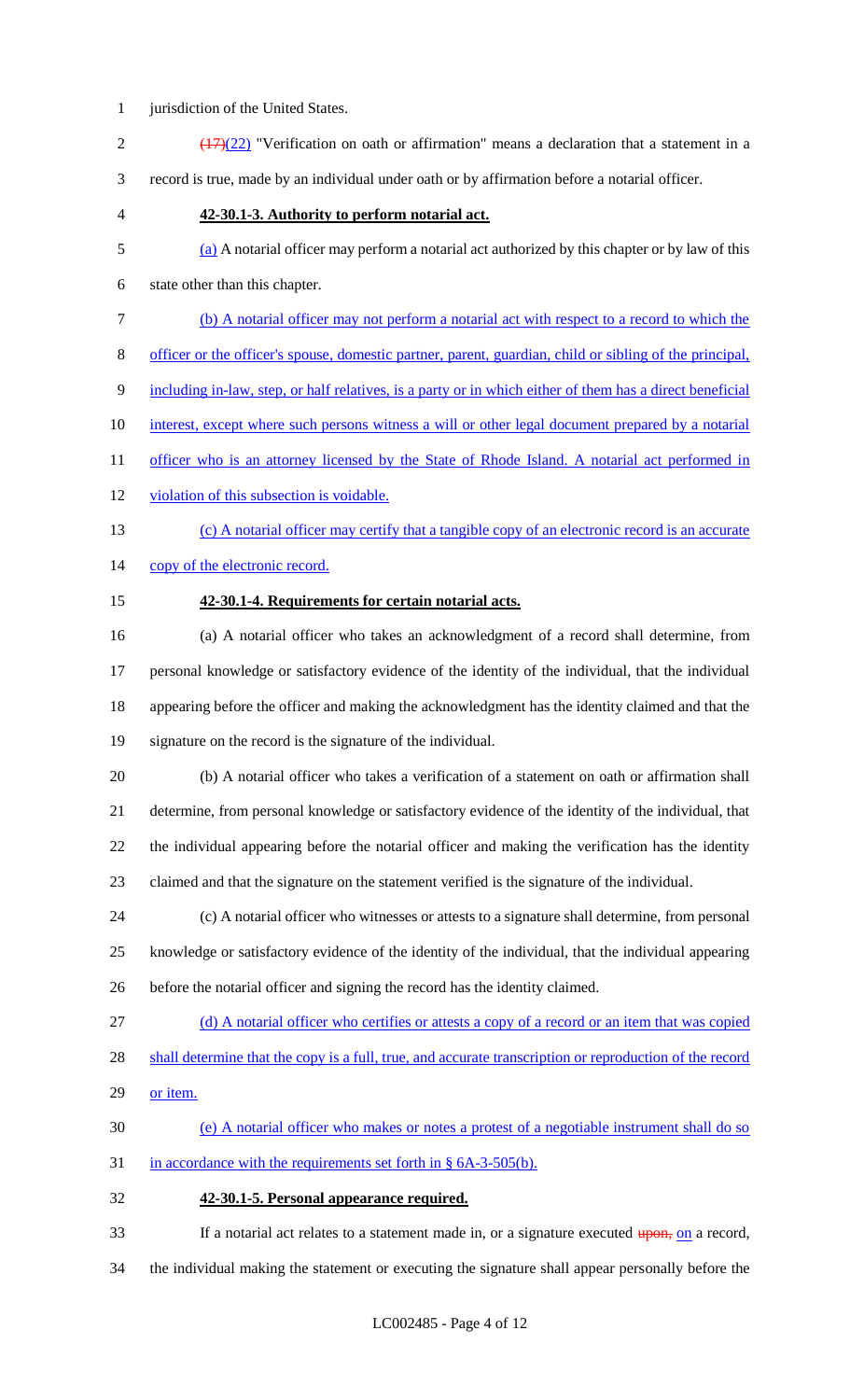jurisdiction of the United States.

~~(17)~~(22) "Verification on oath or affirmation" means a declaration that a statement in a record is true, made by an individual under oath or by affirmation before a notarial officer.

**42-30.1-3. Authority to perform notarial act.**

(a) A notarial officer may perform a notarial act authorized by this chapter or by law of this state other than this chapter.

(b) A notarial officer may not perform a notarial act with respect to a record to which the officer or the officer's spouse, domestic partner, parent, guardian, child or sibling of the principal, including in-law, step, or half relatives, is a party or in which either of them has a direct beneficial interest, except where such persons witness a will or other legal document prepared by a notarial officer who is an attorney licensed by the State of Rhode Island. A notarial act performed in violation of this subsection is voidable.

(c) A notarial officer may certify that a tangible copy of an electronic record is an accurate copy of the electronic record.

**42-30.1-4. Requirements for certain notarial acts.**

(a) A notarial officer who takes an acknowledgment of a record shall determine, from personal knowledge or satisfactory evidence of the identity of the individual, that the individual appearing before the officer and making the acknowledgment has the identity claimed and that the signature on the record is the signature of the individual.

(b) A notarial officer who takes a verification of a statement on oath or affirmation shall determine, from personal knowledge or satisfactory evidence of the identity of the individual, that the individual appearing before the notarial officer and making the verification has the identity claimed and that the signature on the statement verified is the signature of the individual.

(c) A notarial officer who witnesses or attests to a signature shall determine, from personal knowledge or satisfactory evidence of the identity of the individual, that the individual appearing before the notarial officer and signing the record has the identity claimed.

(d) A notarial officer who certifies or attests a copy of a record or an item that was copied shall determine that the copy is a full, true, and accurate transcription or reproduction of the record or item.

(e) A notarial officer who makes or notes a protest of a negotiable instrument shall do so in accordance with the requirements set forth in § 6A-3-505(b).

**42-30.1-5. Personal appearance required.**

If a notarial act relates to a statement made in, or a signature executed ~~upon,~~ on a record, the individual making the statement or executing the signature shall appear personally before the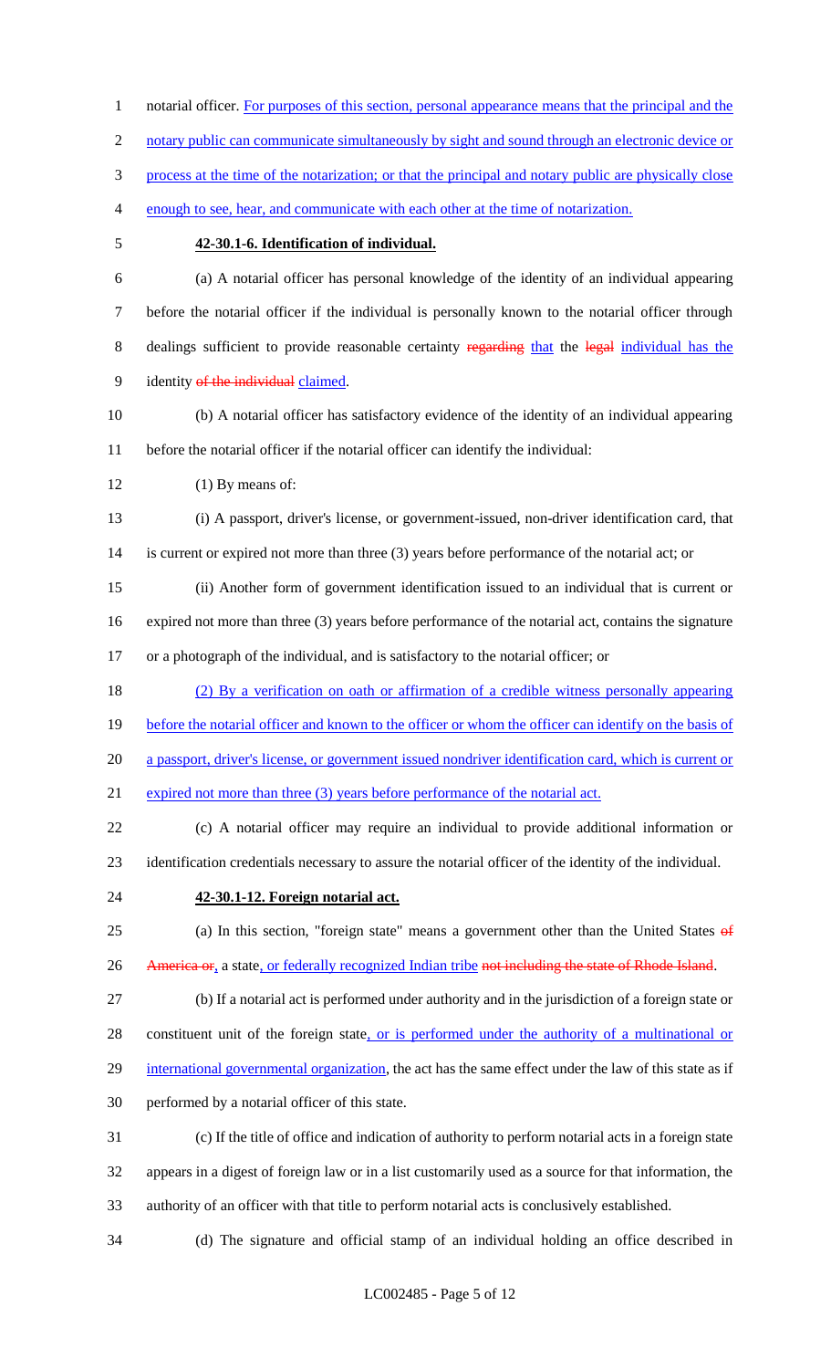notarial officer. For purposes of this section, personal appearance means that the principal and the notary public can communicate simultaneously by sight and sound through an electronic device or process at the time of the notarization; or that the principal and notary public are physically close enough to see, hear, and communicate with each other at the time of notarization.

**42-30.1-6. Identification of individual.**

(a) A notarial officer has personal knowledge of the identity of an individual appearing before the notarial officer if the individual is personally known to the notarial officer through dealings sufficient to provide reasonable certainty regarding that the legal individual has the identity of the individual claimed.

(b) A notarial officer has satisfactory evidence of the identity of an individual appearing before the notarial officer if the notarial officer can identify the individual:

(1) By means of:

(i) A passport, driver's license, or government-issued, non-driver identification card, that is current or expired not more than three (3) years before performance of the notarial act; or

(ii) Another form of government identification issued to an individual that is current or expired not more than three (3) years before performance of the notarial act, contains the signature or a photograph of the individual, and is satisfactory to the notarial officer; or

(2) By a verification on oath or affirmation of a credible witness personally appearing before the notarial officer and known to the officer or whom the officer can identify on the basis of a passport, driver's license, or government issued nondriver identification card, which is current or expired not more than three (3) years before performance of the notarial act.

(c) A notarial officer may require an individual to provide additional information or identification credentials necessary to assure the notarial officer of the identity of the individual.

**42-30.1-12. Foreign notarial act.**

(a) In this section, "foreign state" means a government other than the United States of America or, a state, or federally recognized Indian tribe not including the state of Rhode Island.

(b) If a notarial act is performed under authority and in the jurisdiction of a foreign state or constituent unit of the foreign state, or is performed under the authority of a multinational or international governmental organization, the act has the same effect under the law of this state as if performed by a notarial officer of this state.

(c) If the title of office and indication of authority to perform notarial acts in a foreign state appears in a digest of foreign law or in a list customarily used as a source for that information, the authority of an officer with that title to perform notarial acts is conclusively established.

(d) The signature and official stamp of an individual holding an office described in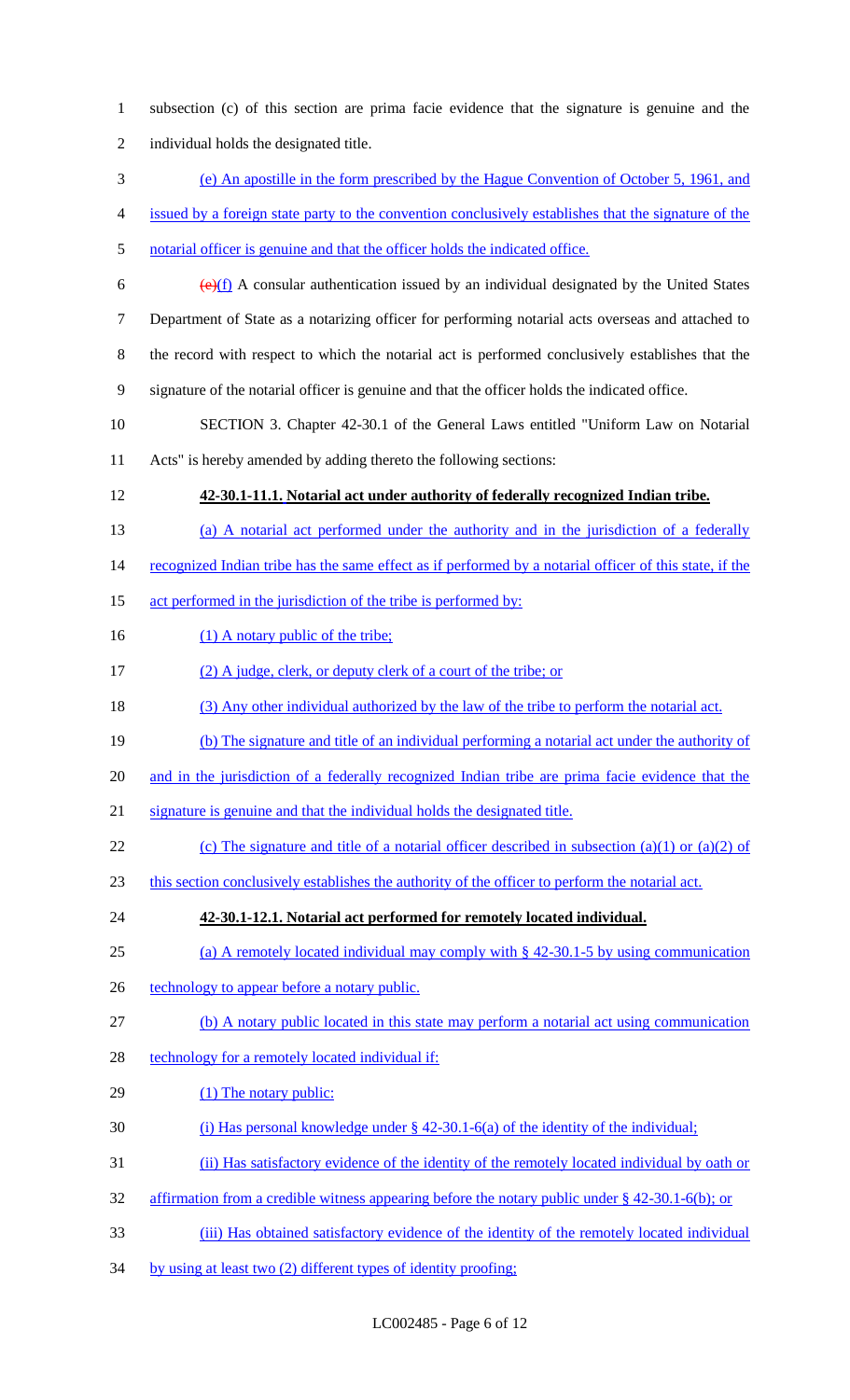subsection (c) of this section are prima facie evidence that the signature is genuine and the individual holds the designated title.

(e) An apostille in the form prescribed by the Hague Convention of October 5, 1961, and issued by a foreign state party to the convention conclusively establishes that the signature of the notarial officer is genuine and that the officer holds the indicated office.

~~(e)~~(f) A consular authentication issued by an individual designated by the United States Department of State as a notarizing officer for performing notarial acts overseas and attached to the record with respect to which the notarial act is performed conclusively establishes that the signature of the notarial officer is genuine and that the officer holds the indicated office.

SECTION 3. Chapter 42-30.1 of the General Laws entitled "Uniform Law on Notarial Acts" is hereby amended by adding thereto the following sections:

**42-30.1-11.1. Notarial act under authority of federally recognized Indian tribe.**

(a) A notarial act performed under the authority and in the jurisdiction of a federally recognized Indian tribe has the same effect as if performed by a notarial officer of this state, if the act performed in the jurisdiction of the tribe is performed by:

(1) A notary public of the tribe;

(2) A judge, clerk, or deputy clerk of a court of the tribe; or

(3) Any other individual authorized by the law of the tribe to perform the notarial act.

(b) The signature and title of an individual performing a notarial act under the authority of and in the jurisdiction of a federally recognized Indian tribe are prima facie evidence that the signature is genuine and that the individual holds the designated title.

(c) The signature and title of a notarial officer described in subsection (a)(1) or (a)(2) of this section conclusively establishes the authority of the officer to perform the notarial act.

**42-30.1-12.1. Notarial act performed for remotely located individual.**

(a) A remotely located individual may comply with § 42-30.1-5 by using communication technology to appear before a notary public.

(b) A notary public located in this state may perform a notarial act using communication technology for a remotely located individual if:

(1) The notary public:

(i) Has personal knowledge under § 42-30.1-6(a) of the identity of the individual;

(ii) Has satisfactory evidence of the identity of the remotely located individual by oath or affirmation from a credible witness appearing before the notary public under § 42-30.1-6(b); or

(iii) Has obtained satisfactory evidence of the identity of the remotely located individual by using at least two (2) different types of identity proofing;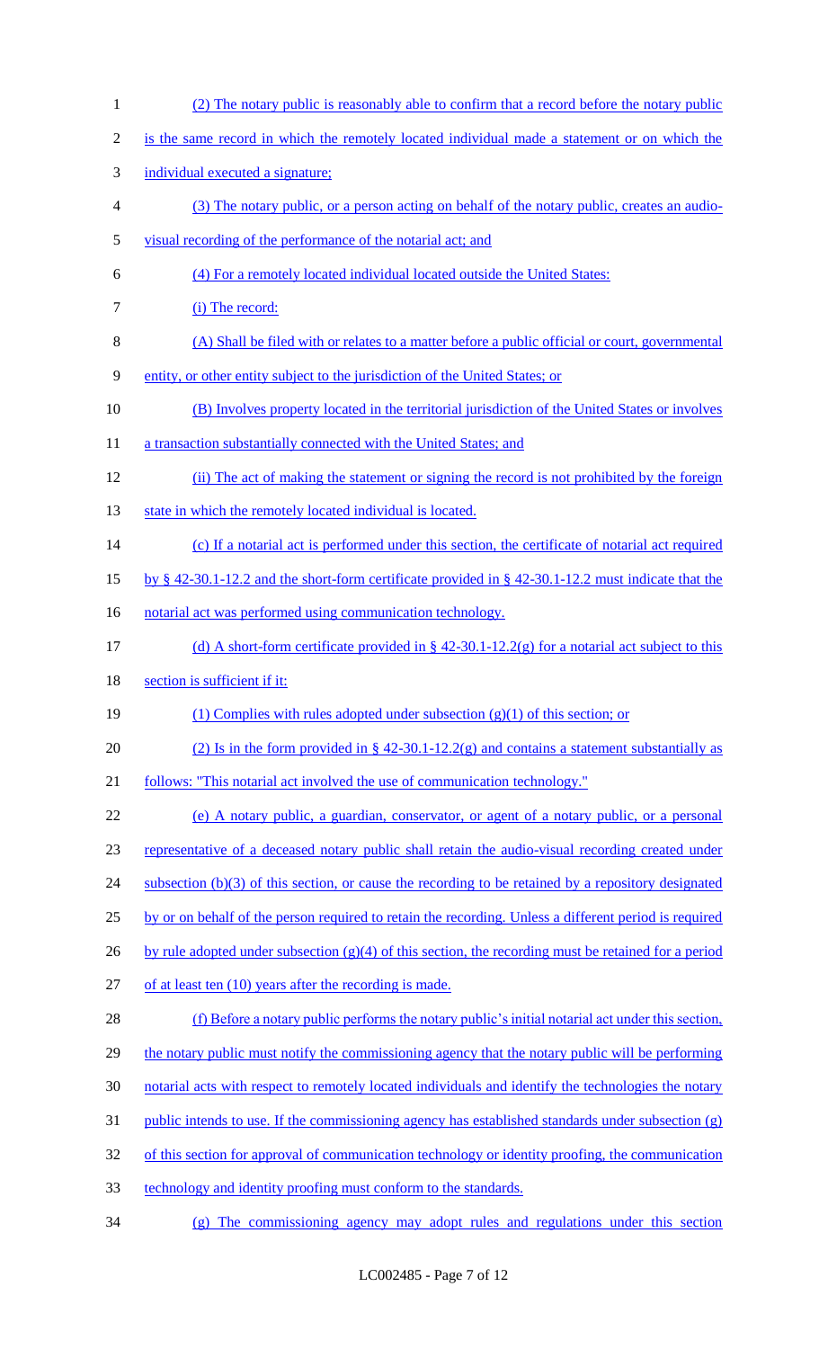(2) The notary public is reasonably able to confirm that a record before the notary public is the same record in which the remotely located individual made a statement or on which the individual executed a signature;

(3) The notary public, or a person acting on behalf of the notary public, creates an audio-visual recording of the performance of the notarial act; and

(4) For a remotely located individual located outside the United States:

(i) The record:

(A) Shall be filed with or relates to a matter before a public official or court, governmental entity, or other entity subject to the jurisdiction of the United States; or

(B) Involves property located in the territorial jurisdiction of the United States or involves a transaction substantially connected with the United States; and

(ii) The act of making the statement or signing the record is not prohibited by the foreign state in which the remotely located individual is located.

(c) If a notarial act is performed under this section, the certificate of notarial act required by § 42-30.1-12.2 and the short-form certificate provided in § 42-30.1-12.2 must indicate that the notarial act was performed using communication technology.

(d) A short-form certificate provided in § 42-30.1-12.2(g) for a notarial act subject to this section is sufficient if it:

(1) Complies with rules adopted under subsection (g)(1) of this section; or

(2) Is in the form provided in § 42-30.1-12.2(g) and contains a statement substantially as follows: "This notarial act involved the use of communication technology."

(e) A notary public, a guardian, conservator, or agent of a notary public, or a personal representative of a deceased notary public shall retain the audio-visual recording created under subsection (b)(3) of this section, or cause the recording to be retained by a repository designated by or on behalf of the person required to retain the recording. Unless a different period is required by rule adopted under subsection (g)(4) of this section, the recording must be retained for a period of at least ten (10) years after the recording is made.

(f) Before a notary public performs the notary public's initial notarial act under this section, the notary public must notify the commissioning agency that the notary public will be performing notarial acts with respect to remotely located individuals and identify the technologies the notary public intends to use. If the commissioning agency has established standards under subsection (g) of this section for approval of communication technology or identity proofing, the communication technology and identity proofing must conform to the standards.

(g) The commissioning agency may adopt rules and regulations under this section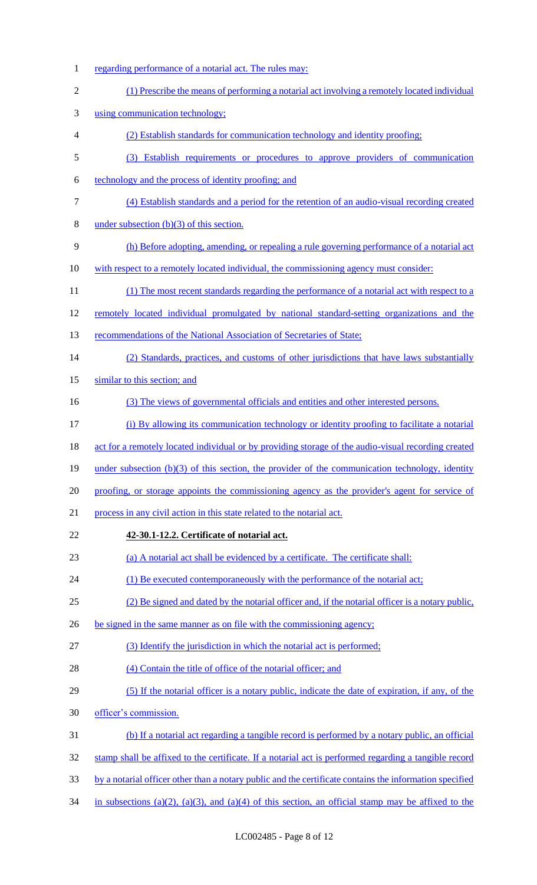regarding performance of a notarial act. The rules may:

(1) Prescribe the means of performing a notarial act involving a remotely located individual using communication technology;

(2) Establish standards for communication technology and identity proofing;

(3) Establish requirements or procedures to approve providers of communication technology and the process of identity proofing; and

(4) Establish standards and a period for the retention of an audio-visual recording created under subsection (b)(3) of this section.

(h) Before adopting, amending, or repealing a rule governing performance of a notarial act with respect to a remotely located individual, the commissioning agency must consider:

(1) The most recent standards regarding the performance of a notarial act with respect to a remotely located individual promulgated by national standard-setting organizations and the recommendations of the National Association of Secretaries of State;

(2) Standards, practices, and customs of other jurisdictions that have laws substantially similar to this section; and

(3) The views of governmental officials and entities and other interested persons.

(i) By allowing its communication technology or identity proofing to facilitate a notarial act for a remotely located individual or by providing storage of the audio-visual recording created under subsection (b)(3) of this section, the provider of the communication technology, identity proofing, or storage appoints the commissioning agency as the provider's agent for service of process in any civil action in this state related to the notarial act.

**42-30.1-12.2. Certificate of notarial act.**

(a) A notarial act shall be evidenced by a certificate. The certificate shall:

(1) Be executed contemporaneously with the performance of the notarial act;

(2) Be signed and dated by the notarial officer and, if the notarial officer is a notary public, be signed in the same manner as on file with the commissioning agency;

(3) Identify the jurisdiction in which the notarial act is performed;

(4) Contain the title of office of the notarial officer; and

(5) If the notarial officer is a notary public, indicate the date of expiration, if any, of the officer's commission.

(b) If a notarial act regarding a tangible record is performed by a notary public, an official stamp shall be affixed to the certificate. If a notarial act is performed regarding a tangible record by a notarial officer other than a notary public and the certificate contains the information specified in subsections (a)(2), (a)(3), and (a)(4) of this section, an official stamp may be affixed to the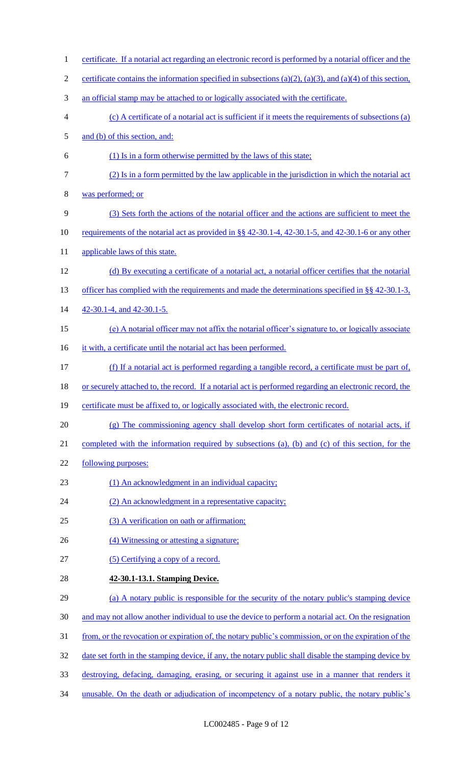certificate. If a notarial act regarding an electronic record is performed by a notarial officer and the certificate contains the information specified in subsections (a)(2), (a)(3), and (a)(4) of this section, an official stamp may be attached to or logically associated with the certificate.

(c) A certificate of a notarial act is sufficient if it meets the requirements of subsections (a) and (b) of this section, and:

(1) Is in a form otherwise permitted by the laws of this state;

(2) Is in a form permitted by the law applicable in the jurisdiction in which the notarial act was performed; or

(3) Sets forth the actions of the notarial officer and the actions are sufficient to meet the requirements of the notarial act as provided in §§ 42-30.1-4, 42-30.1-5, and 42-30.1-6 or any other applicable laws of this state.

(d) By executing a certificate of a notarial act, a notarial officer certifies that the notarial officer has complied with the requirements and made the determinations specified in §§ 42-30.1-3, 42-30.1-4, and 42-30.1-5.

(e) A notarial officer may not affix the notarial officer's signature to, or logically associate it with, a certificate until the notarial act has been performed.

(f) If a notarial act is performed regarding a tangible record, a certificate must be part of, or securely attached to, the record. If a notarial act is performed regarding an electronic record, the certificate must be affixed to, or logically associated with, the electronic record.

(g) The commissioning agency shall develop short form certificates of notarial acts, if completed with the information required by subsections (a), (b) and (c) of this section, for the following purposes:

(1) An acknowledgment in an individual capacity;

(2) An acknowledgment in a representative capacity;

(3) A verification on oath or affirmation;

(4) Witnessing or attesting a signature;

(5) Certifying a copy of a record.

**42-30.1-13.1. Stamping Device.**

(a) A notary public is responsible for the security of the notary public's stamping device and may not allow another individual to use the device to perform a notarial act. On the resignation from, or the revocation or expiration of, the notary public's commission, or on the expiration of the date set forth in the stamping device, if any, the notary public shall disable the stamping device by destroying, defacing, damaging, erasing, or securing it against use in a manner that renders it unusable. On the death or adjudication of incompetency of a notary public, the notary public's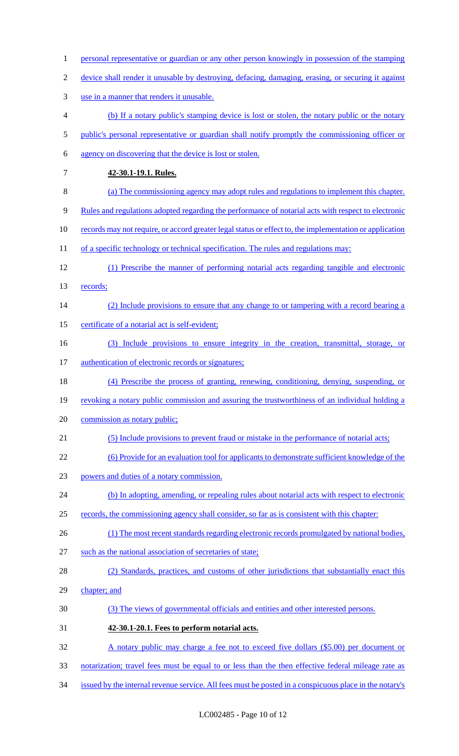personal representative or guardian or any other person knowingly in possession of the stamping device shall render it unusable by destroying, defacing, damaging, erasing, or securing it against use in a manner that renders it unusable.

(b) If a notary public's stamping device is lost or stolen, the notary public or the notary public's personal representative or guardian shall notify promptly the commissioning officer or agency on discovering that the device is lost or stolen.

**42-30.1-19.1. Rules.**

(a) The commissioning agency may adopt rules and regulations to implement this chapter. Rules and regulations adopted regarding the performance of notarial acts with respect to electronic records may not require, or accord greater legal status or effect to, the implementation or application of a specific technology or technical specification. The rules and regulations may:

(1) Prescribe the manner of performing notarial acts regarding tangible and electronic records;

(2) Include provisions to ensure that any change to or tampering with a record bearing a certificate of a notarial act is self-evident;

(3) Include provisions to ensure integrity in the creation, transmittal, storage, or authentication of electronic records or signatures;

(4) Prescribe the process of granting, renewing, conditioning, denying, suspending, or revoking a notary public commission and assuring the trustworthiness of an individual holding a commission as notary public;

(5) Include provisions to prevent fraud or mistake in the performance of notarial acts;

(6) Provide for an evaluation tool for applicants to demonstrate sufficient knowledge of the powers and duties of a notary commission.

(b) In adopting, amending, or repealing rules about notarial acts with respect to electronic records, the commissioning agency shall consider, so far as is consistent with this chapter:

(1) The most recent standards regarding electronic records promulgated by national bodies, such as the national association of secretaries of state;

(2) Standards, practices, and customs of other jurisdictions that substantially enact this chapter; and

(3) The views of governmental officials and entities and other interested persons.

**42-30.1-20.1. Fees to perform notarial acts.**

A notary public may charge a fee not to exceed five dollars ($5.00) per document or notarization; travel fees must be equal to or less than the then effective federal mileage rate as issued by the internal revenue service. All fees must be posted in a conspicuous place in the notary's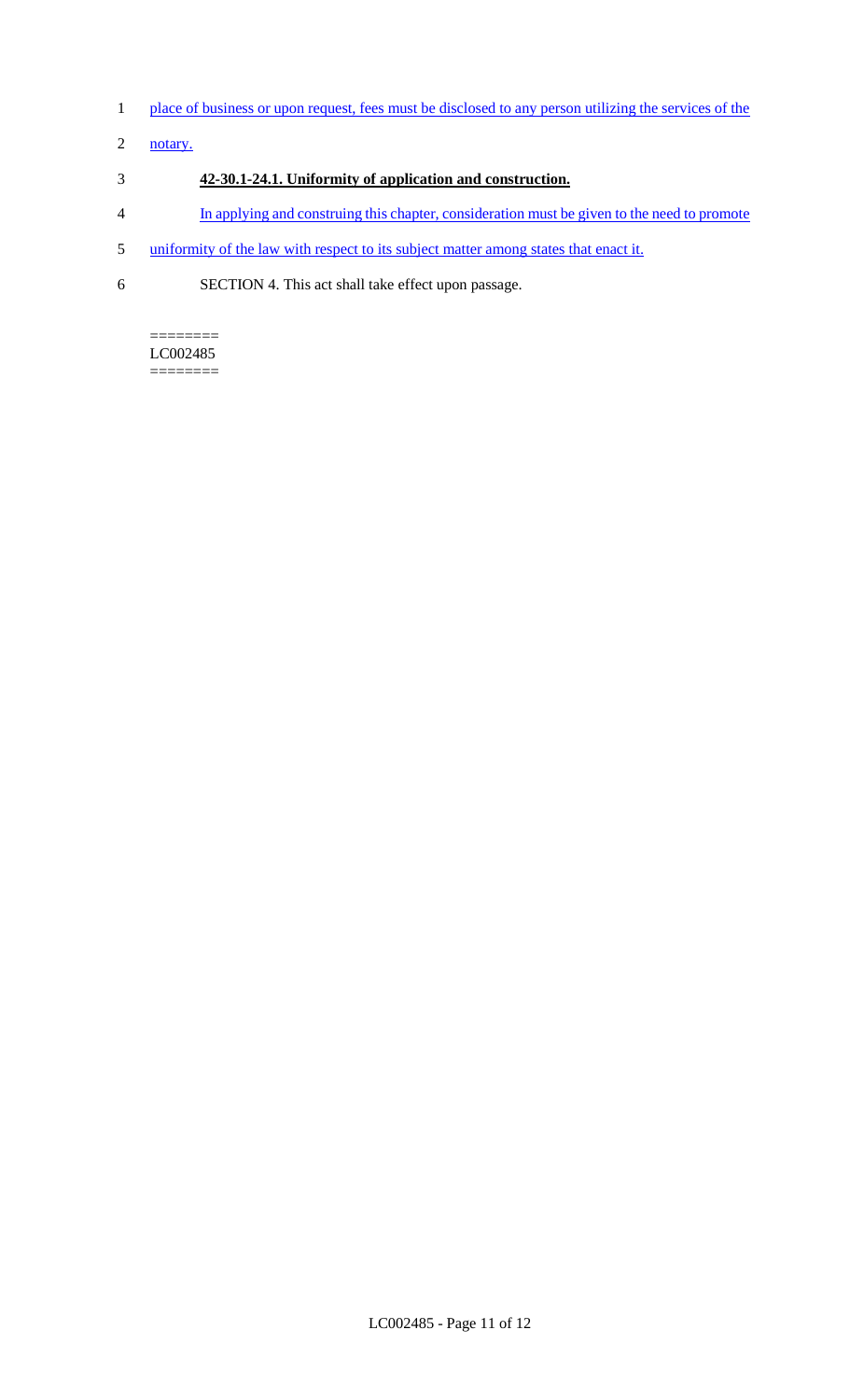place of business or upon request, fees must be disclosed to any person utilizing the services of the notary.

**42-30.1-24.1. Uniformity of application and construction.**

In applying and construing this chapter, consideration must be given to the need to promote uniformity of the law with respect to its subject matter among states that enact it.

SECTION 4. This act shall take effect upon passage.

========
LC002485
========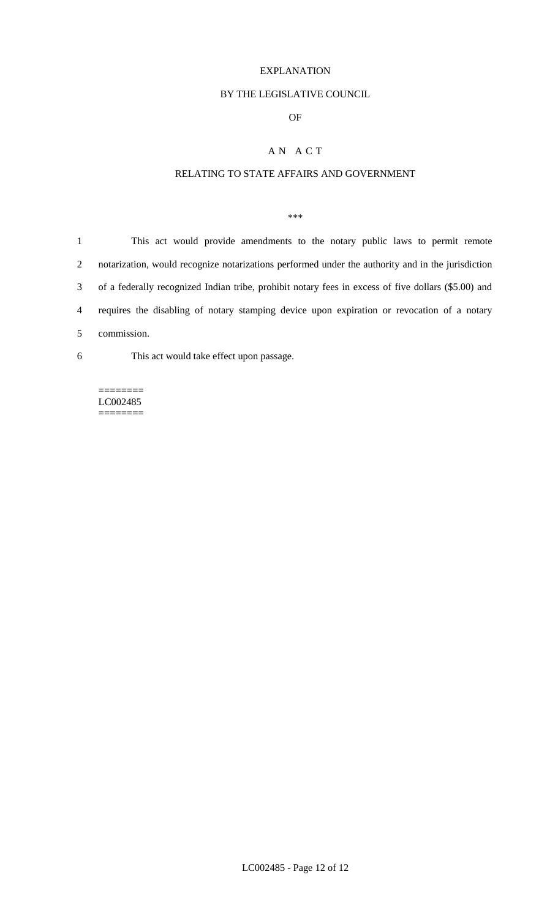EXPLANATION

BY THE LEGISLATIVE COUNCIL

OF

A N A C T

RELATING TO STATE AFFAIRS AND GOVERNMENT

\*\*\*

This act would provide amendments to the notary public laws to permit remote notarization, would recognize notarizations performed under the authority and in the jurisdiction of a federally recognized Indian tribe, prohibit notary fees in excess of five dollars ($5.00) and requires the disabling of notary stamping device upon expiration or revocation of a notary commission.

This act would take effect upon passage.

========
LC002485
========